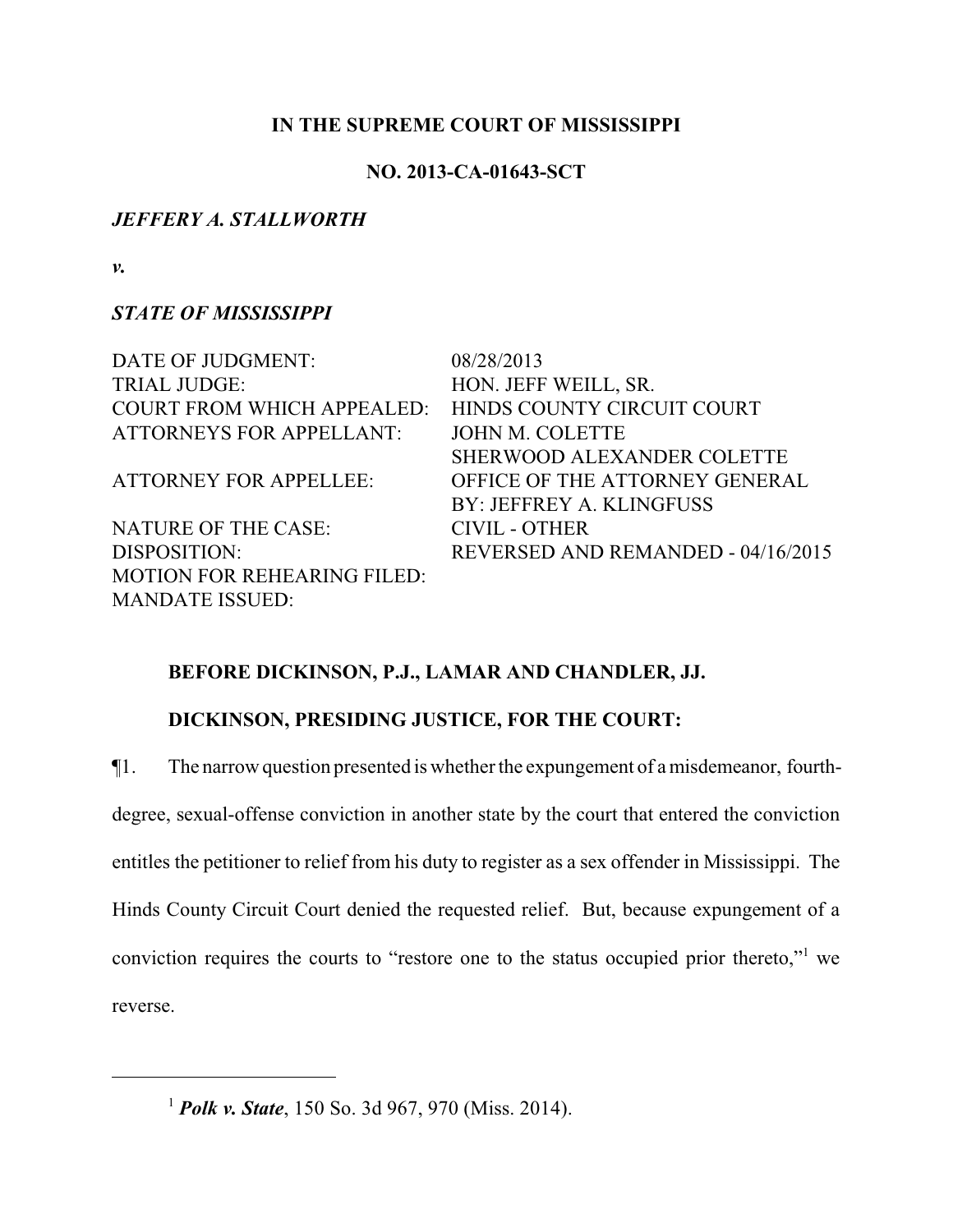**IN THE SUPREME COURT OF MISSISSIPPI**

**NO. 2013-CA-01643-SCT**

***JEFFERY A. STALLWORTH***

***v.***

***STATE OF MISSISSIPPI***

| | |
|---|---|
| DATE OF JUDGMENT: | 08/28/2013 |
| TRIAL JUDGE: | HON. JEFF WEILL, SR. |
| COURT FROM WHICH APPEALED: | HINDS COUNTY CIRCUIT COURT |
| ATTORNEYS FOR APPELLANT: | JOHN M. COLETTE<br>SHERWOOD ALEXANDER COLETTE |
| ATTORNEY FOR APPELLEE: | OFFICE OF THE ATTORNEY GENERAL<br>BY: JEFFREY A. KLINGFUSS |
| NATURE OF THE CASE: | CIVIL - OTHER |
| DISPOSITION: | REVERSED AND REMANDED - 04/16/2015 |
| MOTION FOR REHEARING FILED: | |
| MANDATE ISSUED: | |

**BEFORE DICKINSON, P.J., LAMAR AND CHANDLER, JJ.**

**DICKINSON, PRESIDING JUSTICE, FOR THE COURT:**

¶1. The narrow question presented is whether the expungement of a misdemeanor, fourth-degree, sexual-offense conviction in another state by the court that entered the conviction entitles the petitioner to relief from his duty to register as a sex offender in Mississippi. The Hinds County Circuit Court denied the requested relief. But, because expungement of a conviction requires the courts to "restore one to the status occupied prior thereto,"[1] we reverse.

[1] ***Polk v. State***, 150 So. 3d 967, 970 (Miss. 2014).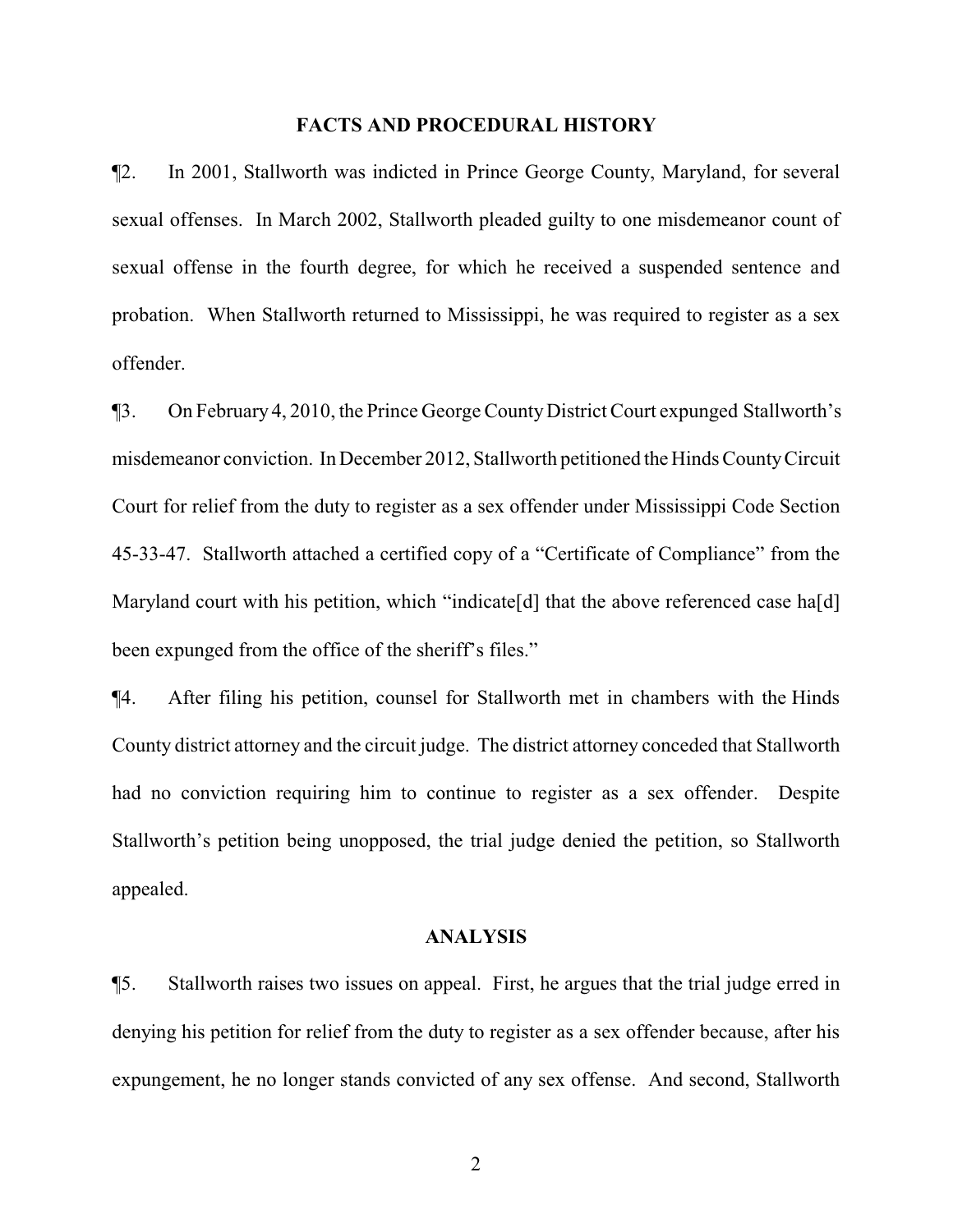## FACTS AND PROCEDURAL HISTORY

¶2. In 2001, Stallworth was indicted in Prince George County, Maryland, for several sexual offenses. In March 2002, Stallworth pleaded guilty to one misdemeanor count of sexual offense in the fourth degree, for which he received a suspended sentence and probation. When Stallworth returned to Mississippi, he was required to register as a sex offender.

¶3. On February 4, 2010, the Prince George County District Court expunged Stallworth's misdemeanor conviction. In December 2012, Stallworth petitioned the Hinds County Circuit Court for relief from the duty to register as a sex offender under Mississippi Code Section 45-33-47. Stallworth attached a certified copy of a "Certificate of Compliance" from the Maryland court with his petition, which "indicate[d] that the above referenced case ha[d] been expunged from the office of the sheriff's files."

¶4. After filing his petition, counsel for Stallworth met in chambers with the Hinds County district attorney and the circuit judge. The district attorney conceded that Stallworth had no conviction requiring him to continue to register as a sex offender. Despite Stallworth's petition being unopposed, the trial judge denied the petition, so Stallworth appealed.

## ANALYSIS

¶5. Stallworth raises two issues on appeal. First, he argues that the trial judge erred in denying his petition for relief from the duty to register as a sex offender because, after his expungement, he no longer stands convicted of any sex offense. And second, Stallworth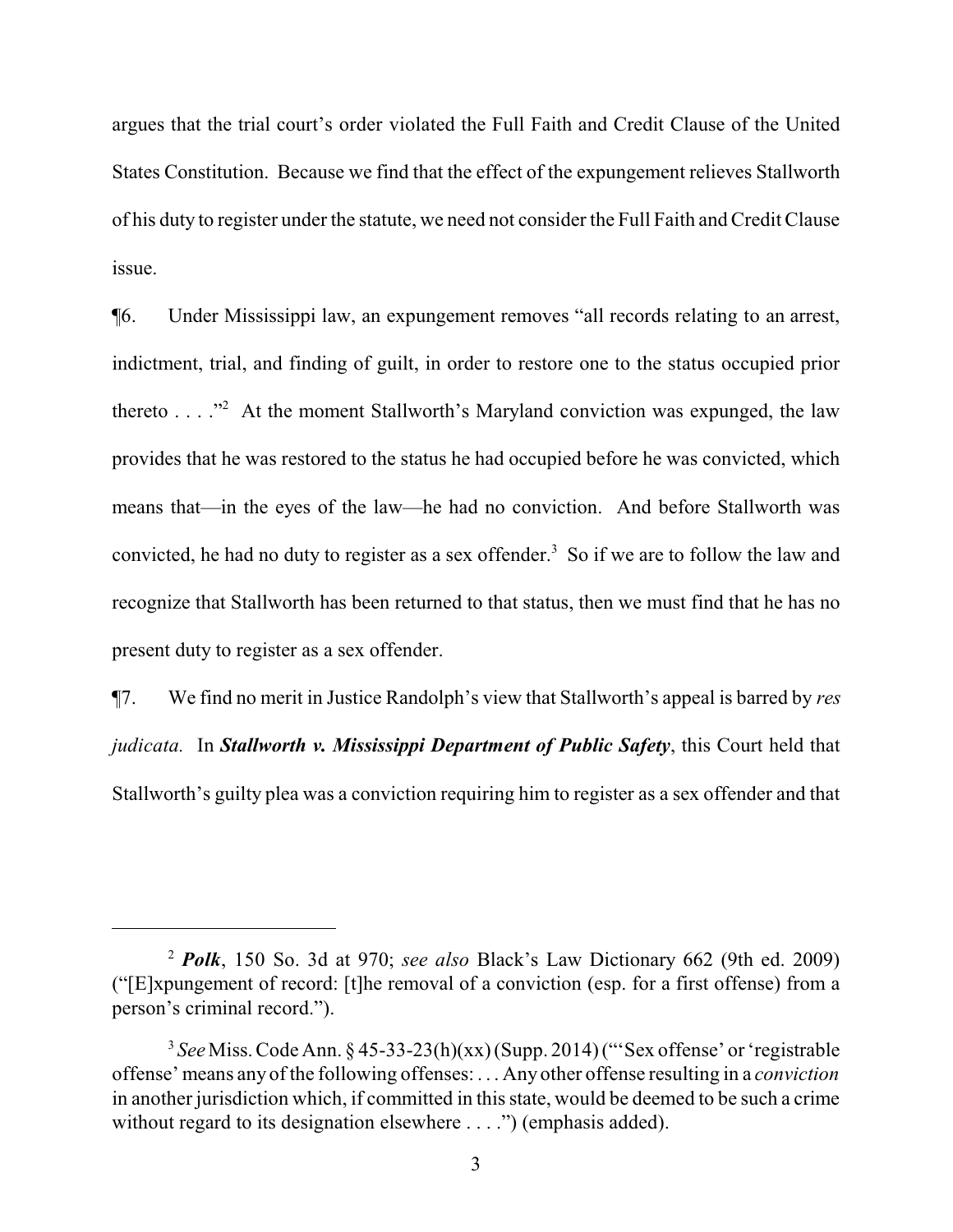argues that the trial court's order violated the Full Faith and Credit Clause of the United States Constitution. Because we find that the effect of the expungement relieves Stallworth of his duty to register under the statute, we need not consider the Full Faith and Credit Clause issue.

¶6. Under Mississippi law, an expungement removes "all records relating to an arrest, indictment, trial, and finding of guilt, in order to restore one to the status occupied prior thereto . . . ."[2] At the moment Stallworth's Maryland conviction was expunged, the law provides that he was restored to the status he had occupied before he was convicted, which means that—in the eyes of the law—he had no conviction. And before Stallworth was convicted, he had no duty to register as a sex offender.[3] So if we are to follow the law and recognize that Stallworth has been returned to that status, then we must find that he has no present duty to register as a sex offender.

¶7. We find no merit in Justice Randolph's view that Stallworth's appeal is barred by *res judicata.* In ***Stallworth v. Mississippi Department of Public Safety***, this Court held that Stallworth's guilty plea was a conviction requiring him to register as a sex offender and that

---

[2] ***Polk***, 150 So. 3d at 970; *see also* Black's Law Dictionary 662 (9th ed. 2009) ("[E]xpungement of record: [t]he removal of a conviction (esp. for a first offense) from a person's criminal record.").

[3] *See* Miss. Code Ann. § 45-33-23(h)(xx) (Supp. 2014) ("'Sex offense' or 'registrable offense' means any of the following offenses: . . . Any other offense resulting in a *conviction* in another jurisdiction which, if committed in this state, would be deemed to be such a crime without regard to its designation elsewhere . . . .") (emphasis added).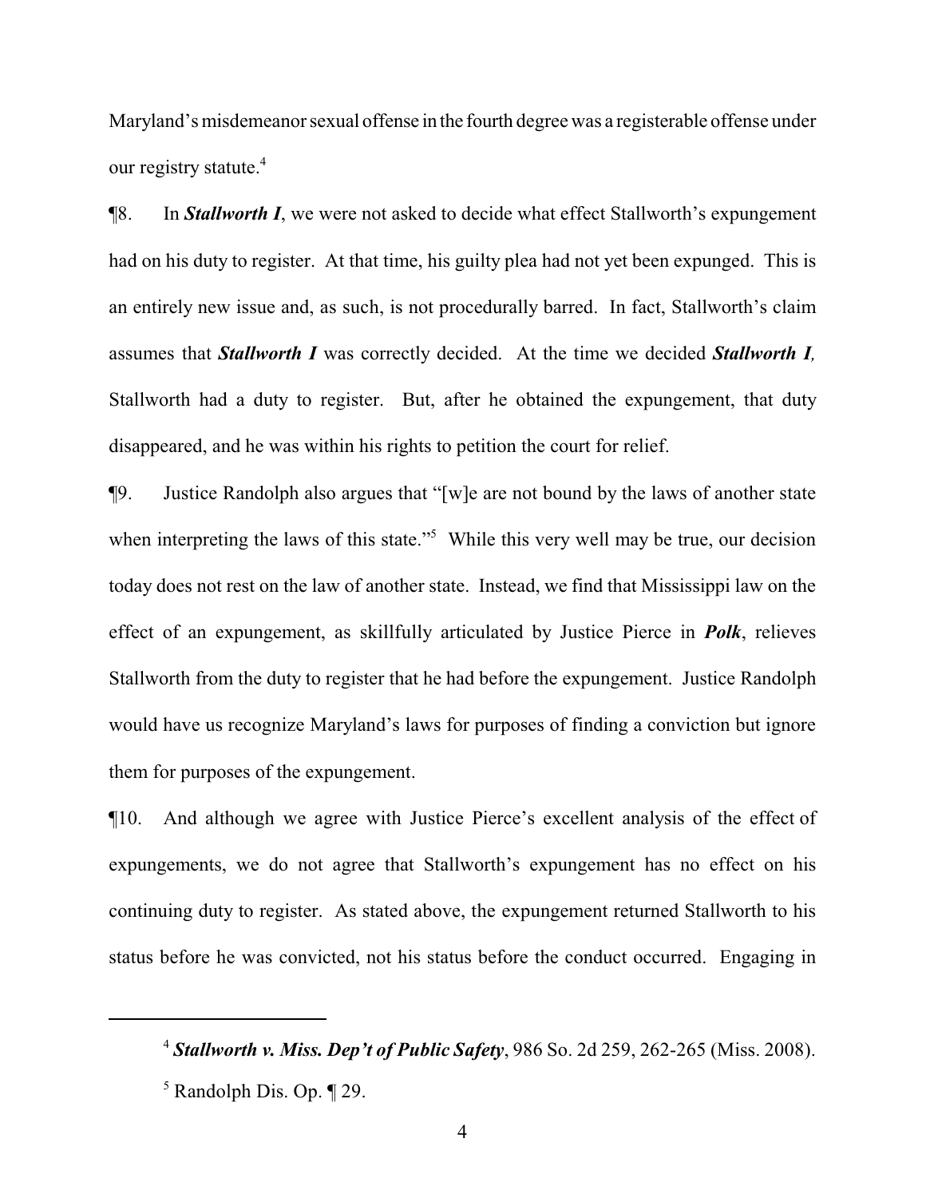Maryland's misdemeanor sexual offense in the fourth degree was a registerable offense under our registry statute.[4]

¶8. In ***Stallworth I***, we were not asked to decide what effect Stallworth's expungement had on his duty to register. At that time, his guilty plea had not yet been expunged. This is an entirely new issue and, as such, is not procedurally barred. In fact, Stallworth's claim assumes that ***Stallworth I*** was correctly decided. At the time we decided ***Stallworth I***, Stallworth had a duty to register. But, after he obtained the expungement, that duty disappeared, and he was within his rights to petition the court for relief.

¶9. Justice Randolph also argues that "[w]e are not bound by the laws of another state when interpreting the laws of this state."[5] While this very well may be true, our decision today does not rest on the law of another state. Instead, we find that Mississippi law on the effect of an expungement, as skillfully articulated by Justice Pierce in ***Polk***, relieves Stallworth from the duty to register that he had before the expungement. Justice Randolph would have us recognize Maryland's laws for purposes of finding a conviction but ignore them for purposes of the expungement.

¶10. And although we agree with Justice Pierce's excellent analysis of the effect of expungements, we do not agree that Stallworth's expungement has no effect on his continuing duty to register. As stated above, the expungement returned Stallworth to his status before he was convicted, not his status before the conduct occurred. Engaging in

---

[4] ***Stallworth v. Miss. Dep't of Public Safety***, 986 So. 2d 259, 262-265 (Miss. 2008).

[5] Randolph Dis. Op. ¶ 29.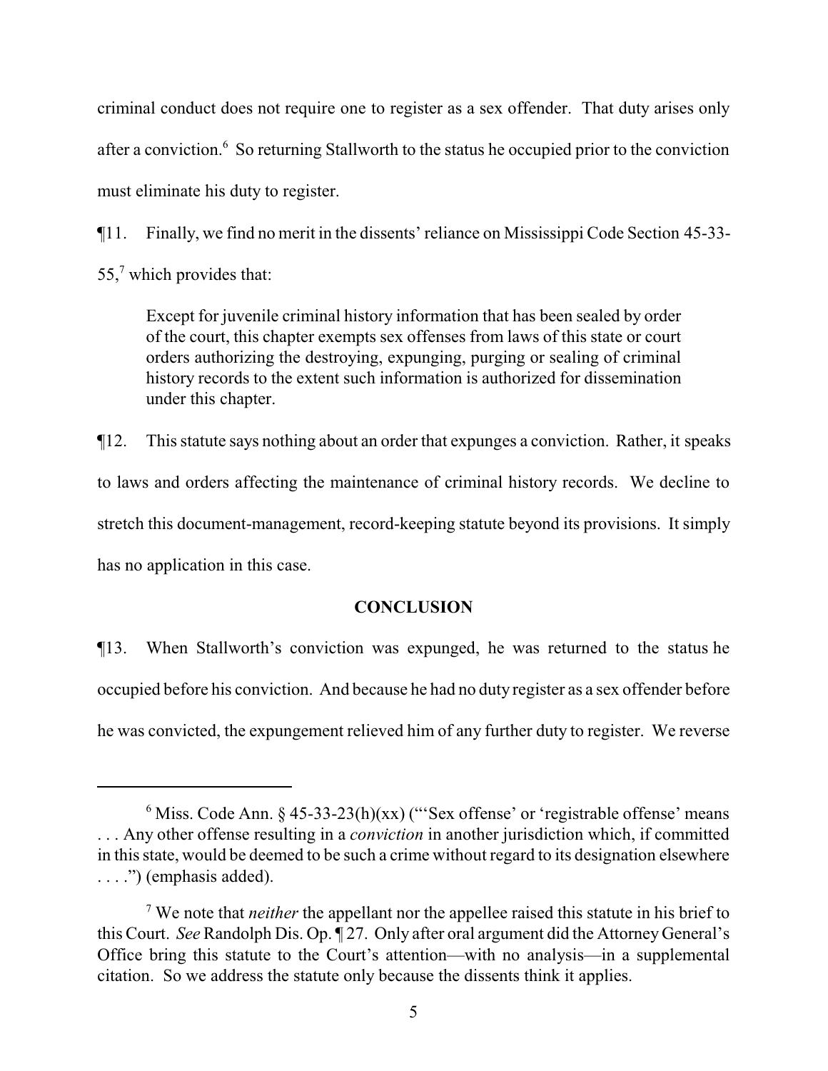criminal conduct does not require one to register as a sex offender. That duty arises only after a conviction.[6] So returning Stallworth to the status he occupied prior to the conviction must eliminate his duty to register.

¶11. Finally, we find no merit in the dissents' reliance on Mississippi Code Section 45-33-55,[7] which provides that:

> Except for juvenile criminal history information that has been sealed by order of the court, this chapter exempts sex offenses from laws of this state or court orders authorizing the destroying, expunging, purging or sealing of criminal history records to the extent such information is authorized for dissemination under this chapter.

¶12. This statute says nothing about an order that expunges a conviction. Rather, it speaks to laws and orders affecting the maintenance of criminal history records. We decline to stretch this document-management, record-keeping statute beyond its provisions. It simply has no application in this case.

## CONCLUSION

¶13. When Stallworth's conviction was expunged, he was returned to the status he occupied before his conviction. And because he had no duty register as a sex offender before he was convicted, the expungement relieved him of any further duty to register. We reverse

---

[6] Miss. Code Ann. § 45-33-23(h)(xx) ("'Sex offense' or 'registrable offense' means . . . Any other offense resulting in a *conviction* in another jurisdiction which, if committed in this state, would be deemed to be such a crime without regard to its designation elsewhere . . . .") (emphasis added).

[7] We note that *neither* the appellant nor the appellee raised this statute in his brief to this Court. *See* Randolph Dis. Op. ¶ 27. Only after oral argument did the Attorney General's Office bring this statute to the Court's attention—with no analysis—in a supplemental citation. So we address the statute only because the dissents think it applies.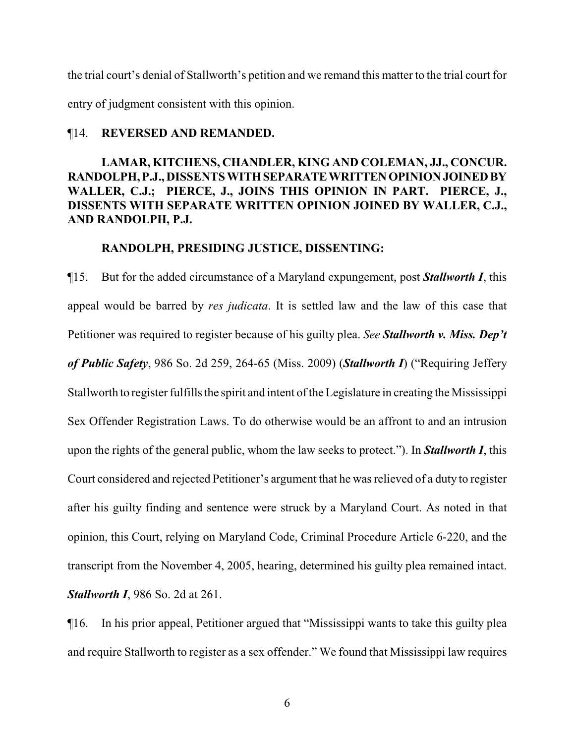the trial court's denial of Stallworth's petition and we remand this matter to the trial court for entry of judgment consistent with this opinion.

¶14. **REVERSED AND REMANDED.**

**LAMAR, KITCHENS, CHANDLER, KING AND COLEMAN, JJ., CONCUR. RANDOLPH, P.J., DISSENTS WITH SEPARATE WRITTEN OPINION JOINED BY WALLER, C.J.; PIERCE, J., JOINS THIS OPINION IN PART. PIERCE, J., DISSENTS WITH SEPARATE WRITTEN OPINION JOINED BY WALLER, C.J., AND RANDOLPH, P.J.**

**RANDOLPH, PRESIDING JUSTICE, DISSENTING:**

¶15. But for the added circumstance of a Maryland expungement, post ***Stallworth I***, this appeal would be barred by *res judicata*. It is settled law and the law of this case that Petitioner was required to register because of his guilty plea. *See* ***Stallworth v. Miss. Dep't of Public Safety***, 986 So. 2d 259, 264-65 (Miss. 2009) (***Stallworth I***) ("Requiring Jeffery Stallworth to register fulfills the spirit and intent of the Legislature in creating the Mississippi Sex Offender Registration Laws. To do otherwise would be an affront to and an intrusion upon the rights of the general public, whom the law seeks to protect."). In ***Stallworth I***, this Court considered and rejected Petitioner's argument that he was relieved of a duty to register after his guilty finding and sentence were struck by a Maryland Court. As noted in that opinion, this Court, relying on Maryland Code, Criminal Procedure Article 6-220, and the transcript from the November 4, 2005, hearing, determined his guilty plea remained intact. ***Stallworth I***, 986 So. 2d at 261.

¶16. In his prior appeal, Petitioner argued that "Mississippi wants to take this guilty plea and require Stallworth to register as a sex offender." We found that Mississippi law requires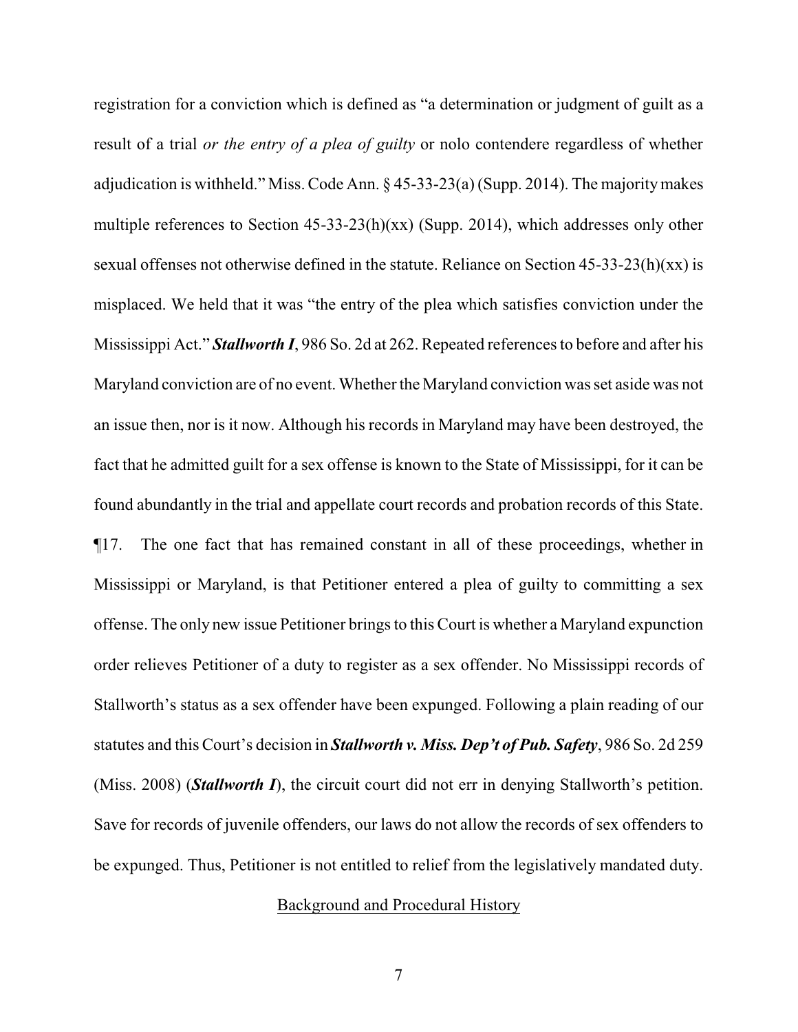registration for a conviction which is defined as "a determination or judgment of guilt as a result of a trial *or the entry of a plea of guilty* or nolo contendere regardless of whether adjudication is withheld." Miss. Code Ann. § 45-33-23(a) (Supp. 2014). The majority makes multiple references to Section 45-33-23(h)(xx) (Supp. 2014), which addresses only other sexual offenses not otherwise defined in the statute. Reliance on Section 45-33-23(h)(xx) is misplaced. We held that it was "the entry of the plea which satisfies conviction under the Mississippi Act." ***Stallworth I***, 986 So. 2d at 262. Repeated references to before and after his Maryland conviction are of no event. Whether the Maryland conviction was set aside was not an issue then, nor is it now. Although his records in Maryland may have been destroyed, the fact that he admitted guilt for a sex offense is known to the State of Mississippi, for it can be found abundantly in the trial and appellate court records and probation records of this State.

¶17. The one fact that has remained constant in all of these proceedings, whether in Mississippi or Maryland, is that Petitioner entered a plea of guilty to committing a sex offense. The only new issue Petitioner brings to this Court is whether a Maryland expunction order relieves Petitioner of a duty to register as a sex offender. No Mississippi records of Stallworth's status as a sex offender have been expunged. Following a plain reading of our statutes and this Court's decision in ***Stallworth v. Miss. Dep't of Pub. Safety***, 986 So. 2d 259 (Miss. 2008) (***Stallworth I***), the circuit court did not err in denying Stallworth's petition. Save for records of juvenile offenders, our laws do not allow the records of sex offenders to be expunged. Thus, Petitioner is not entitled to relief from the legislatively mandated duty.

## Background and Procedural History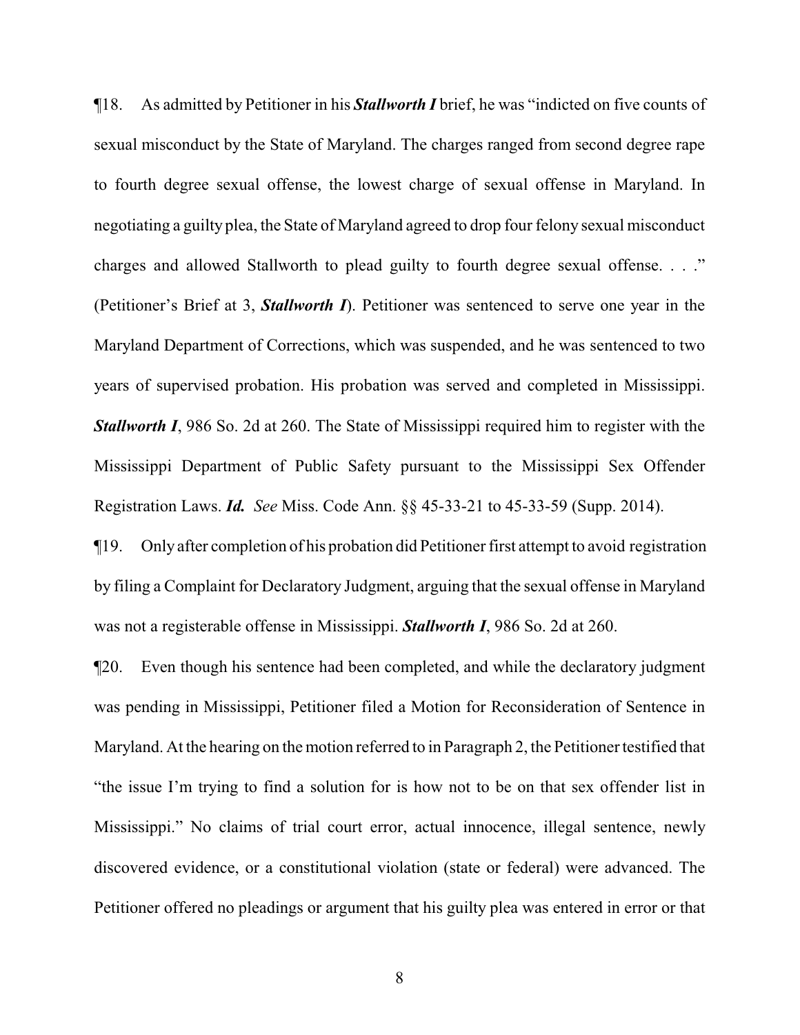¶18. As admitted by Petitioner in his ***Stallworth I*** brief, he was "indicted on five counts of sexual misconduct by the State of Maryland. The charges ranged from second degree rape to fourth degree sexual offense, the lowest charge of sexual offense in Maryland. In negotiating a guilty plea, the State of Maryland agreed to drop four felony sexual misconduct charges and allowed Stallworth to plead guilty to fourth degree sexual offense. . . ." (Petitioner's Brief at 3, ***Stallworth I***). Petitioner was sentenced to serve one year in the Maryland Department of Corrections, which was suspended, and he was sentenced to two years of supervised probation. His probation was served and completed in Mississippi. ***Stallworth I***, 986 So. 2d at 260. The State of Mississippi required him to register with the Mississippi Department of Public Safety pursuant to the Mississippi Sex Offender Registration Laws. ***Id.*** *See* Miss. Code Ann. §§ 45-33-21 to 45-33-59 (Supp. 2014).

¶19. Only after completion of his probation did Petitioner first attempt to avoid registration by filing a Complaint for Declaratory Judgment, arguing that the sexual offense in Maryland was not a registerable offense in Mississippi. ***Stallworth I***, 986 So. 2d at 260.

¶20. Even though his sentence had been completed, and while the declaratory judgment was pending in Mississippi, Petitioner filed a Motion for Reconsideration of Sentence in Maryland. At the hearing on the motion referred to in Paragraph 2, the Petitioner testified that "the issue I'm trying to find a solution for is how not to be on that sex offender list in Mississippi." No claims of trial court error, actual innocence, illegal sentence, newly discovered evidence, or a constitutional violation (state or federal) were advanced. The Petitioner offered no pleadings or argument that his guilty plea was entered in error or that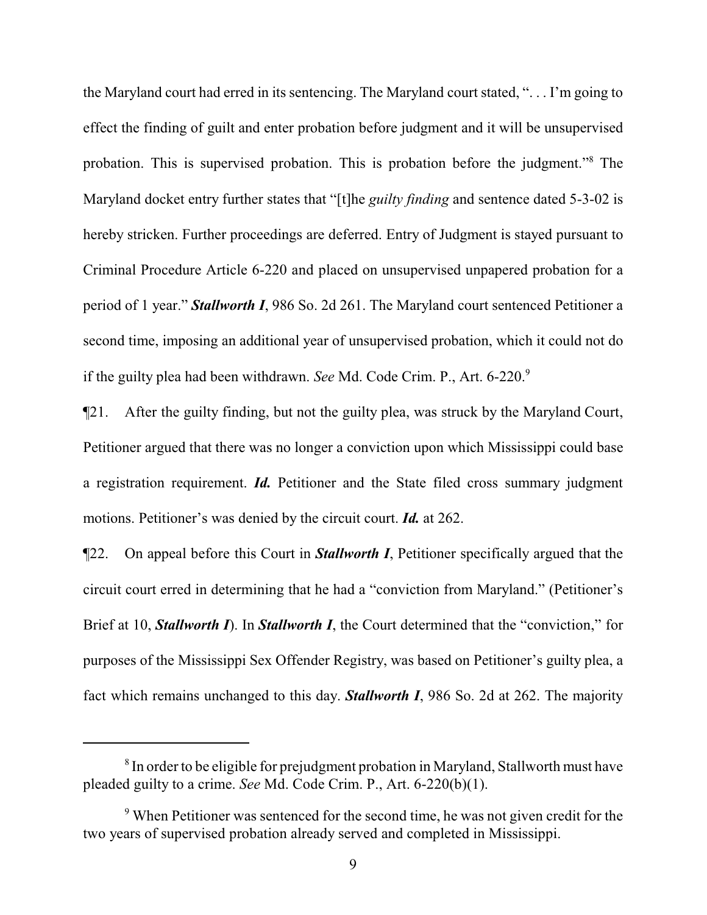the Maryland court had erred in its sentencing. The Maryland court stated, ". . . I'm going to effect the finding of guilt and enter probation before judgment and it will be unsupervised probation. This is supervised probation. This is probation before the judgment."[8] The Maryland docket entry further states that "[t]he *guilty finding* and sentence dated 5-3-02 is hereby stricken. Further proceedings are deferred. Entry of Judgment is stayed pursuant to Criminal Procedure Article 6-220 and placed on unsupervised unpapered probation for a period of 1 year." ***Stallworth I***, 986 So. 2d 261. The Maryland court sentenced Petitioner a second time, imposing an additional year of unsupervised probation, which it could not do if the guilty plea had been withdrawn. *See* Md. Code Crim. P., Art. 6-220.[9]

¶21. After the guilty finding, but not the guilty plea, was struck by the Maryland Court, Petitioner argued that there was no longer a conviction upon which Mississippi could base a registration requirement. ***Id.*** Petitioner and the State filed cross summary judgment motions. Petitioner's was denied by the circuit court. ***Id.*** at 262.

¶22. On appeal before this Court in ***Stallworth I***, Petitioner specifically argued that the circuit court erred in determining that he had a "conviction from Maryland." (Petitioner's Brief at 10, ***Stallworth I***). In ***Stallworth I***, the Court determined that the "conviction," for purposes of the Mississippi Sex Offender Registry, was based on Petitioner's guilty plea, a fact which remains unchanged to this day. ***Stallworth I***, 986 So. 2d at 262. The majority

---

[8] In order to be eligible for prejudgment probation in Maryland, Stallworth must have pleaded guilty to a crime. *See* Md. Code Crim. P., Art. 6-220(b)(1).

[9] When Petitioner was sentenced for the second time, he was not given credit for the two years of supervised probation already served and completed in Mississippi.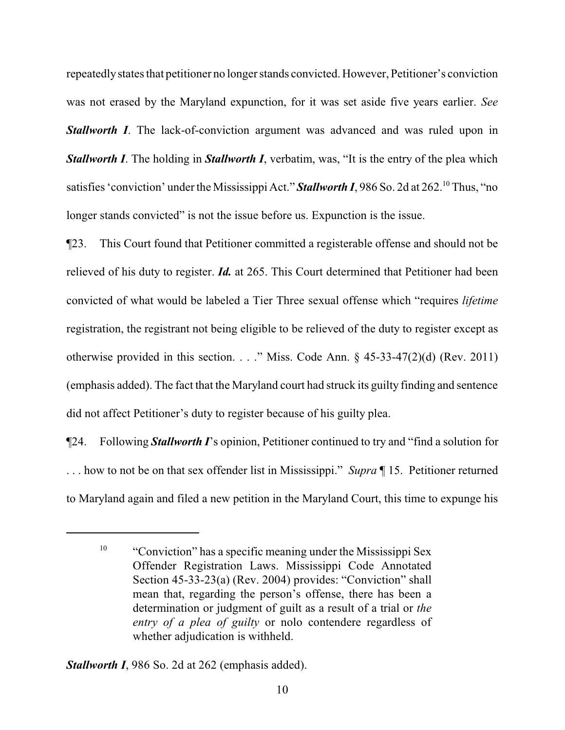repeatedly states that petitioner no longer stands convicted. However, Petitioner's conviction was not erased by the Maryland expunction, for it was set aside five years earlier. *See* ***Stallworth I***. The lack-of-conviction argument was advanced and was ruled upon in ***Stallworth I***. The holding in ***Stallworth I***, verbatim, was, "It is the entry of the plea which satisfies 'conviction' under the Mississippi Act." ***Stallworth I***, 986 So. 2d at 262.[10] Thus, "no longer stands convicted" is not the issue before us. Expunction is the issue.

¶23. This Court found that Petitioner committed a registerable offense and should not be relieved of his duty to register. ***Id.*** at 265. This Court determined that Petitioner had been convicted of what would be labeled a Tier Three sexual offense which "requires *lifetime* registration, the registrant not being eligible to be relieved of the duty to register except as otherwise provided in this section. . . ." Miss. Code Ann. § 45-33-47(2)(d) (Rev. 2011) (emphasis added). The fact that the Maryland court had struck its guilty finding and sentence did not affect Petitioner's duty to register because of his guilty plea.

¶24. Following ***Stallworth I***'s opinion, Petitioner continued to try and "find a solution for . . . how to not be on that sex offender list in Mississippi." *Supra* ¶ 15. Petitioner returned to Maryland again and filed a new petition in the Maryland Court, this time to expunge his

---

[10] "Conviction" has a specific meaning under the Mississippi Sex Offender Registration Laws. Mississippi Code Annotated Section 45-33-23(a) (Rev. 2004) provides: "Conviction" shall mean that, regarding the person's offense, there has been a determination or judgment of guilt as a result of a trial or *the entry of a plea of guilty* or nolo contendere regardless of whether adjudication is withheld.

***Stallworth I***, 986 So. 2d at 262 (emphasis added).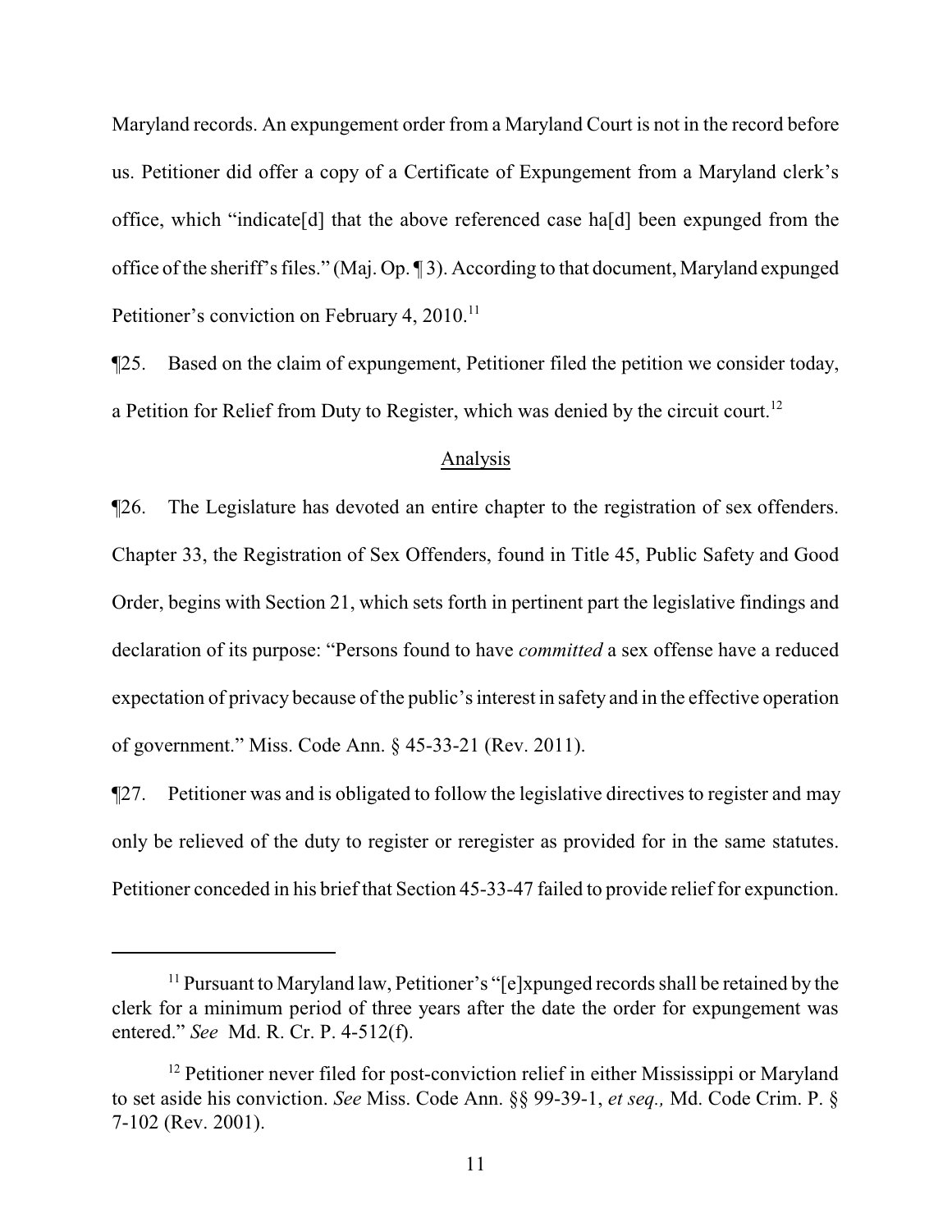Maryland records. An expungement order from a Maryland Court is not in the record before us. Petitioner did offer a copy of a Certificate of Expungement from a Maryland clerk's office, which "indicate[d] that the above referenced case ha[d] been expunged from the office of the sheriff's files." (Maj. Op. ¶ 3). According to that document, Maryland expunged Petitioner's conviction on February 4, 2010.[11]

¶25. Based on the claim of expungement, Petitioner filed the petition we consider today, a Petition for Relief from Duty to Register, which was denied by the circuit court.[12]

## Analysis

¶26. The Legislature has devoted an entire chapter to the registration of sex offenders. Chapter 33, the Registration of Sex Offenders, found in Title 45, Public Safety and Good Order, begins with Section 21, which sets forth in pertinent part the legislative findings and declaration of its purpose: "Persons found to have *committed* a sex offense have a reduced expectation of privacy because of the public's interest in safety and in the effective operation of government." Miss. Code Ann. § 45-33-21 (Rev. 2011).

¶27. Petitioner was and is obligated to follow the legislative directives to register and may only be relieved of the duty to register or reregister as provided for in the same statutes. Petitioner conceded in his brief that Section 45-33-47 failed to provide relief for expunction.

---

[11] Pursuant to Maryland law, Petitioner's "[e]xpunged records shall be retained by the clerk for a minimum period of three years after the date the order for expungement was entered." *See* Md. R. Cr. P. 4-512(f).

[12] Petitioner never filed for post-conviction relief in either Mississippi or Maryland to set aside his conviction. *See* Miss. Code Ann. §§ 99-39-1, *et seq.,* Md. Code Crim. P. § 7-102 (Rev. 2001).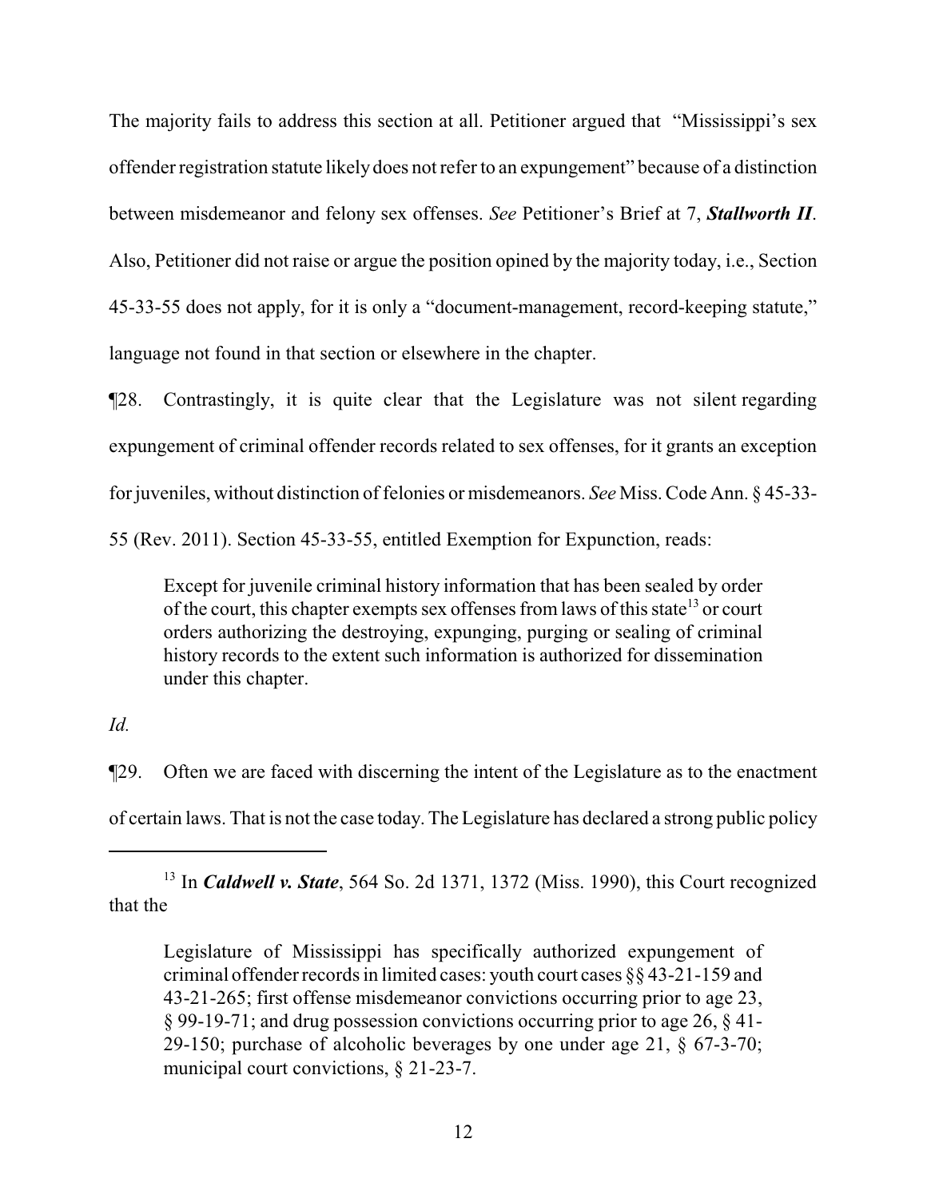The majority fails to address this section at all. Petitioner argued that "Mississippi's sex offender registration statute likely does not refer to an expungement" because of a distinction between misdemeanor and felony sex offenses. *See* Petitioner's Brief at 7, ***Stallworth II***. Also, Petitioner did not raise or argue the position opined by the majority today, i.e., Section 45-33-55 does not apply, for it is only a "document-management, record-keeping statute," language not found in that section or elsewhere in the chapter.

¶28. Contrastingly, it is quite clear that the Legislature was not silent regarding expungement of criminal offender records related to sex offenses, for it grants an exception for juveniles, without distinction of felonies or misdemeanors. *See* Miss. Code Ann. § 45-33-55 (Rev. 2011). Section 45-33-55, entitled Exemption for Expunction, reads:

> Except for juvenile criminal history information that has been sealed by order of the court, this chapter exempts sex offenses from laws of this state[13] or court orders authorizing the destroying, expunging, purging or sealing of criminal history records to the extent such information is authorized for dissemination under this chapter.

*Id.*

¶29. Often we are faced with discerning the intent of the Legislature as to the enactment of certain laws. That is not the case today. The Legislature has declared a strong public policy

---

[13] In ***Caldwell v. State***, 564 So. 2d 1371, 1372 (Miss. 1990), this Court recognized that the

> Legislature of Mississippi has specifically authorized expungement of criminal offender records in limited cases: youth court cases §§ 43-21-159 and 43-21-265; first offense misdemeanor convictions occurring prior to age 23, § 99-19-71; and drug possession convictions occurring prior to age 26, § 41-29-150; purchase of alcoholic beverages by one under age 21, § 67-3-70; municipal court convictions, § 21-23-7.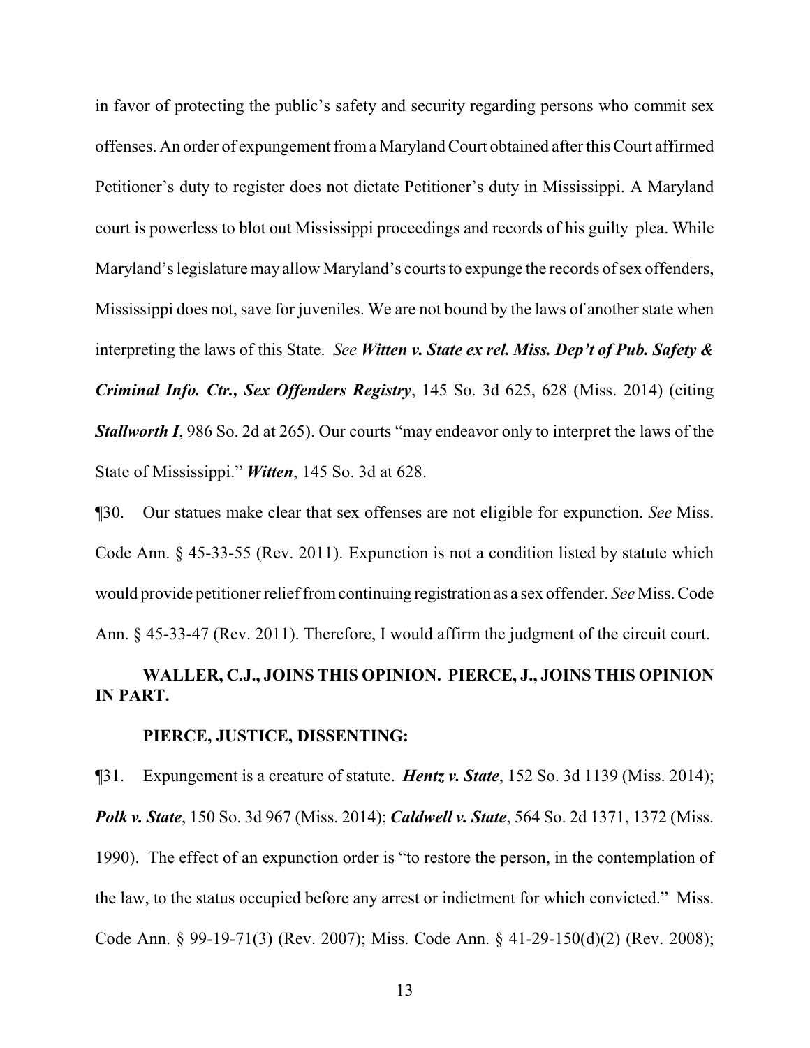in favor of protecting the public's safety and security regarding persons who commit sex offenses. An order of expungement from a Maryland Court obtained after this Court affirmed Petitioner's duty to register does not dictate Petitioner's duty in Mississippi. A Maryland court is powerless to blot out Mississippi proceedings and records of his guilty plea. While Maryland's legislature may allow Maryland's courts to expunge the records of sex offenders, Mississippi does not, save for juveniles. We are not bound by the laws of another state when interpreting the laws of this State. *See* ***Witten v. State ex rel. Miss. Dep't of Pub. Safety & Criminal Info. Ctr., Sex Offenders Registry***, 145 So. 3d 625, 628 (Miss. 2014) (citing ***Stallworth I***, 986 So. 2d at 265). Our courts "may endeavor only to interpret the laws of the State of Mississippi." ***Witten***, 145 So. 3d at 628.

¶30. Our statues make clear that sex offenses are not eligible for expunction. *See* Miss. Code Ann. § 45-33-55 (Rev. 2011). Expunction is not a condition listed by statute which would provide petitioner relief from continuing registration as a sex offender. *See* Miss. Code Ann. § 45-33-47 (Rev. 2011). Therefore, I would affirm the judgment of the circuit court.

**WALLER, C.J., JOINS THIS OPINION. PIERCE, J., JOINS THIS OPINION IN PART.**

**PIERCE, JUSTICE, DISSENTING:**

¶31. Expungement is a creature of statute. ***Hentz v. State***, 152 So. 3d 1139 (Miss. 2014); ***Polk v. State***, 150 So. 3d 967 (Miss. 2014); ***Caldwell v. State***, 564 So. 2d 1371, 1372 (Miss. 1990). The effect of an expunction order is "to restore the person, in the contemplation of the law, to the status occupied before any arrest or indictment for which convicted." Miss. Code Ann. § 99-19-71(3) (Rev. 2007); Miss. Code Ann. § 41-29-150(d)(2) (Rev. 2008);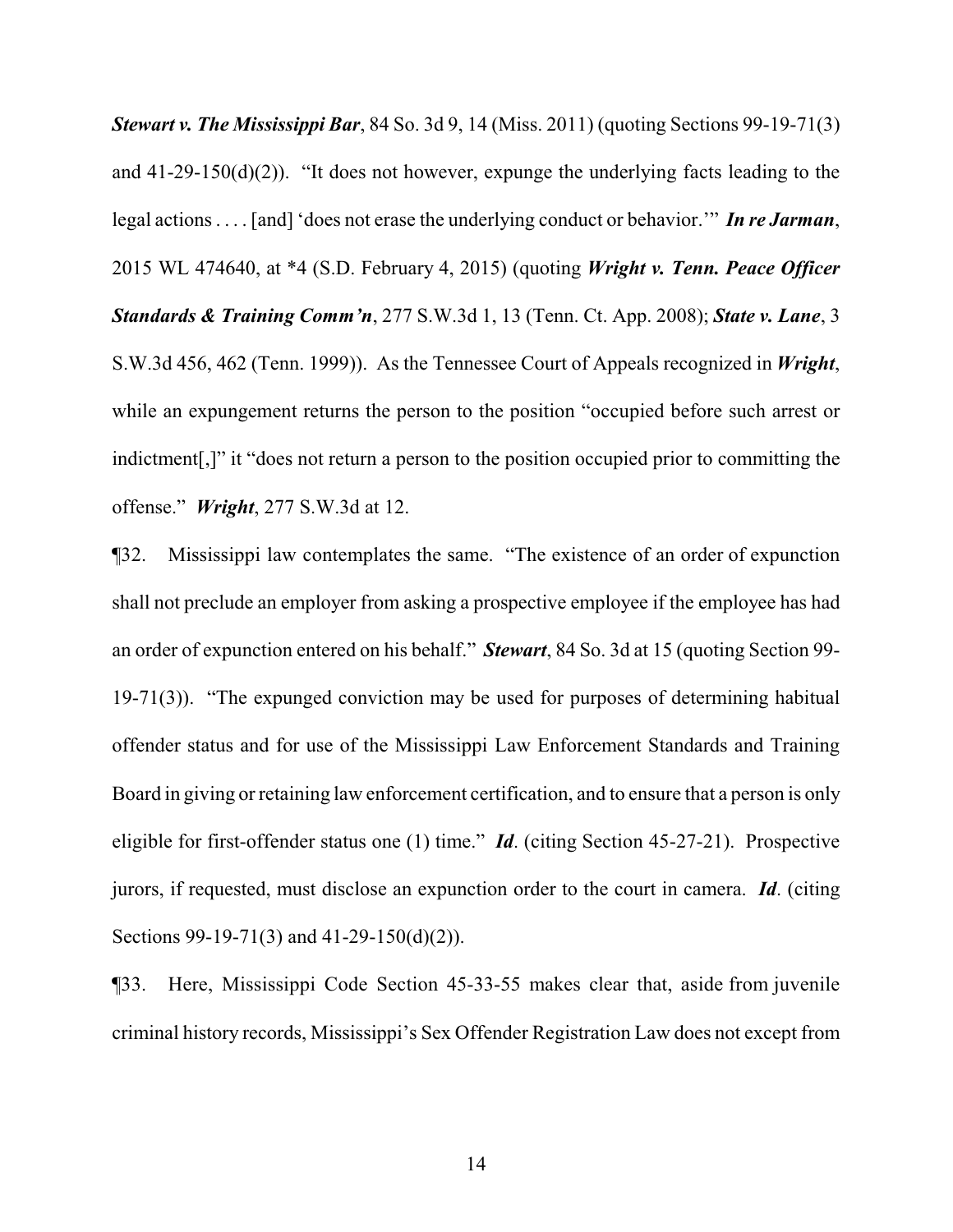***Stewart v. The Mississippi Bar***, 84 So. 3d 9, 14 (Miss. 2011) (quoting Sections 99-19-71(3) and 41-29-150(d)(2)). "It does not however, expunge the underlying facts leading to the legal actions . . . . [and] 'does not erase the underlying conduct or behavior.'" ***In re Jarman***, 2015 WL 474640, at *4 (S.D. February 4, 2015) (quoting ***Wright v. Tenn. Peace Officer Standards & Training Comm'n***, 277 S.W.3d 1, 13 (Tenn. Ct. App. 2008); ***State v. Lane***, 3 S.W.3d 456, 462 (Tenn. 1999)). As the Tennessee Court of Appeals recognized in ***Wright***, while an expungement returns the person to the position "occupied before such arrest or indictment[,]" it "does not return a person to the position occupied prior to committing the offense." ***Wright***, 277 S.W.3d at 12.

¶32. Mississippi law contemplates the same. "The existence of an order of expunction shall not preclude an employer from asking a prospective employee if the employee has had an order of expunction entered on his behalf." ***Stewart***, 84 So. 3d at 15 (quoting Section 99-19-71(3)). "The expunged conviction may be used for purposes of determining habitual offender status and for use of the Mississippi Law Enforcement Standards and Training Board in giving or retaining law enforcement certification, and to ensure that a person is only eligible for first-offender status one (1) time." ***Id***. (citing Section 45-27-21). Prospective jurors, if requested, must disclose an expunction order to the court in camera. ***Id***. (citing Sections 99-19-71(3) and 41-29-150(d)(2)).

¶33. Here, Mississippi Code Section 45-33-55 makes clear that, aside from juvenile criminal history records, Mississippi's Sex Offender Registration Law does not except from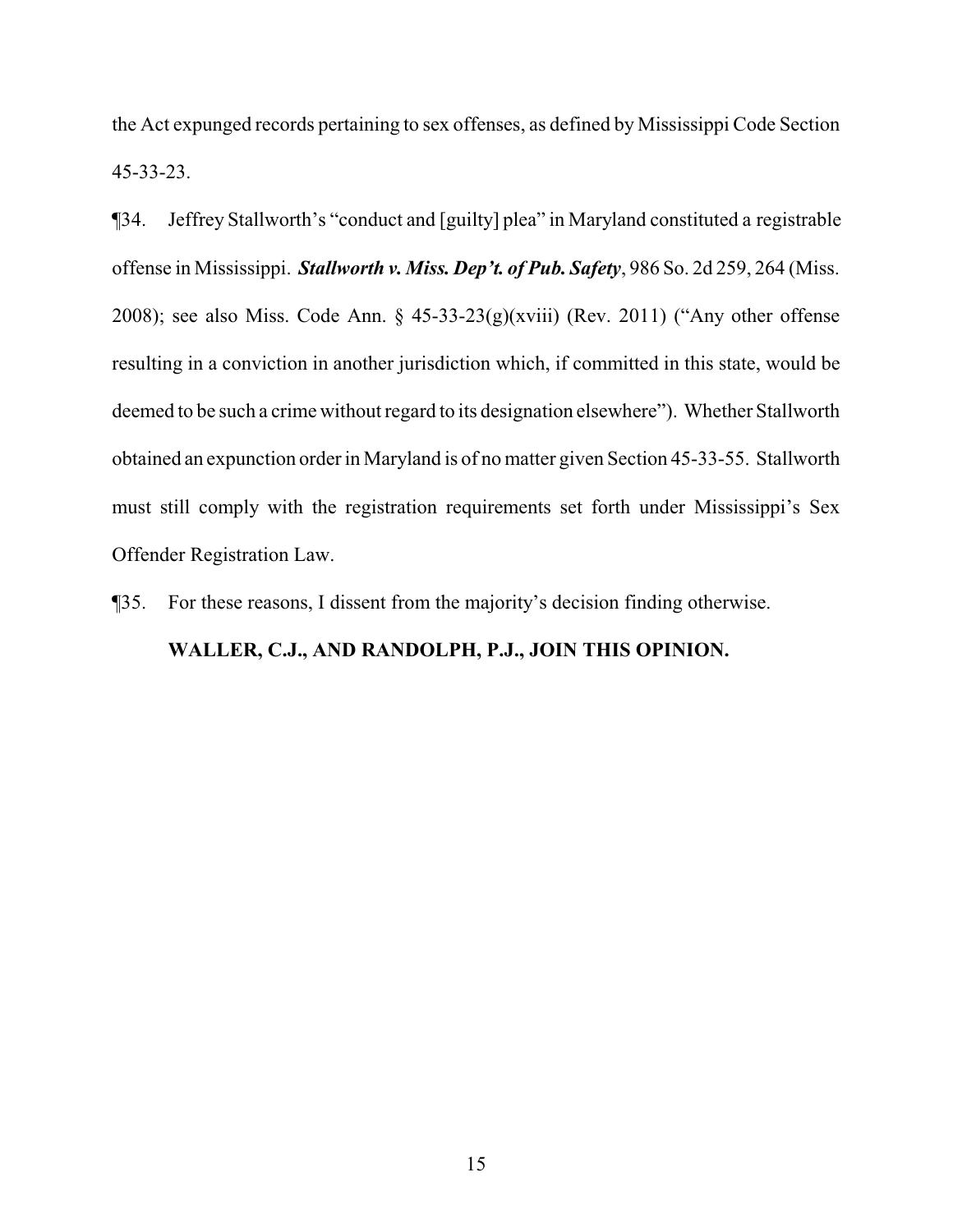the Act expunged records pertaining to sex offenses, as defined by Mississippi Code Section 45-33-23.

¶34. Jeffrey Stallworth's "conduct and [guilty] plea" in Maryland constituted a registrable offense in Mississippi. ***Stallworth v. Miss. Dep't. of Pub. Safety***, 986 So. 2d 259, 264 (Miss. 2008); see also Miss. Code Ann. § 45-33-23(g)(xviii) (Rev. 2011) ("Any other offense resulting in a conviction in another jurisdiction which, if committed in this state, would be deemed to be such a crime without regard to its designation elsewhere"). Whether Stallworth obtained an expunction order in Maryland is of no matter given Section 45-33-55. Stallworth must still comply with the registration requirements set forth under Mississippi's Sex Offender Registration Law.

¶35. For these reasons, I dissent from the majority's decision finding otherwise.

**WALLER, C.J., AND RANDOLPH, P.J., JOIN THIS OPINION.**